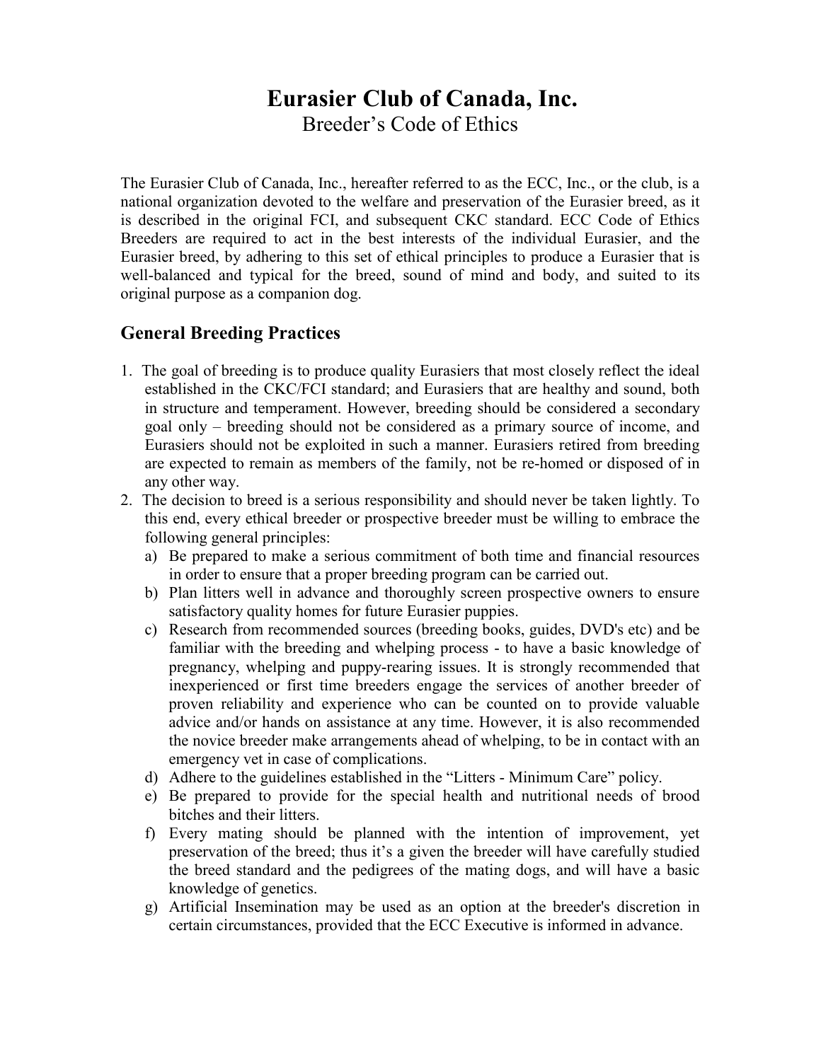# Eurasier Club of Canada, Inc.

Breeder's Code of Ethics

The Eurasier Club of Canada, Inc., hereafter referred to as the ECC, Inc., or the club, is a national organization devoted to the welfare and preservation of the Eurasier breed, as it is described in the original FCI, and subsequent CKC standard. ECC Code of Ethics Breeders are required to act in the best interests of the individual Eurasier, and the Eurasier breed, by adhering to this set of ethical principles to produce a Eurasier that is well-balanced and typical for the breed, sound of mind and body, and suited to its original purpose as a companion dog.

## General Breeding Practices

1. The goal of breeding is to produce quality Eurasiers that most closely reflect the ideal established in the CKC/FCI standard; and Eurasiers that are healthy and sound, both in structure and temperament. However, breeding should be considered a secondary goal only – breeding should not be considered as a primary source of income, and Eurasiers should not be exploited in such a manner. Eurasiers retired from breeding are expected to remain as members of the family, not be re-homed or disposed of in any other way.
2. The decision to breed is a serious responsibility and should never be taken lightly. To this end, every ethical breeder or prospective breeder must be willing to embrace the following general principles:
   a) Be prepared to make a serious commitment of both time and financial resources in order to ensure that a proper breeding program can be carried out.
   b) Plan litters well in advance and thoroughly screen prospective owners to ensure satisfactory quality homes for future Eurasier puppies.
   c) Research from recommended sources (breeding books, guides, DVD's etc) and be familiar with the breeding and whelping process - to have a basic knowledge of pregnancy, whelping and puppy-rearing issues. It is strongly recommended that inexperienced or first time breeders engage the services of another breeder of proven reliability and experience who can be counted on to provide valuable advice and/or hands on assistance at any time. However, it is also recommended the novice breeder make arrangements ahead of whelping, to be in contact with an emergency vet in case of complications.
   d) Adhere to the guidelines established in the "Litters - Minimum Care" policy.
   e) Be prepared to provide for the special health and nutritional needs of brood bitches and their litters.
   f) Every mating should be planned with the intention of improvement, yet preservation of the breed; thus it's a given the breeder will have carefully studied the breed standard and the pedigrees of the mating dogs, and will have a basic knowledge of genetics.
   g) Artificial Insemination may be used as an option at the breeder's discretion in certain circumstances, provided that the ECC Executive is informed in advance.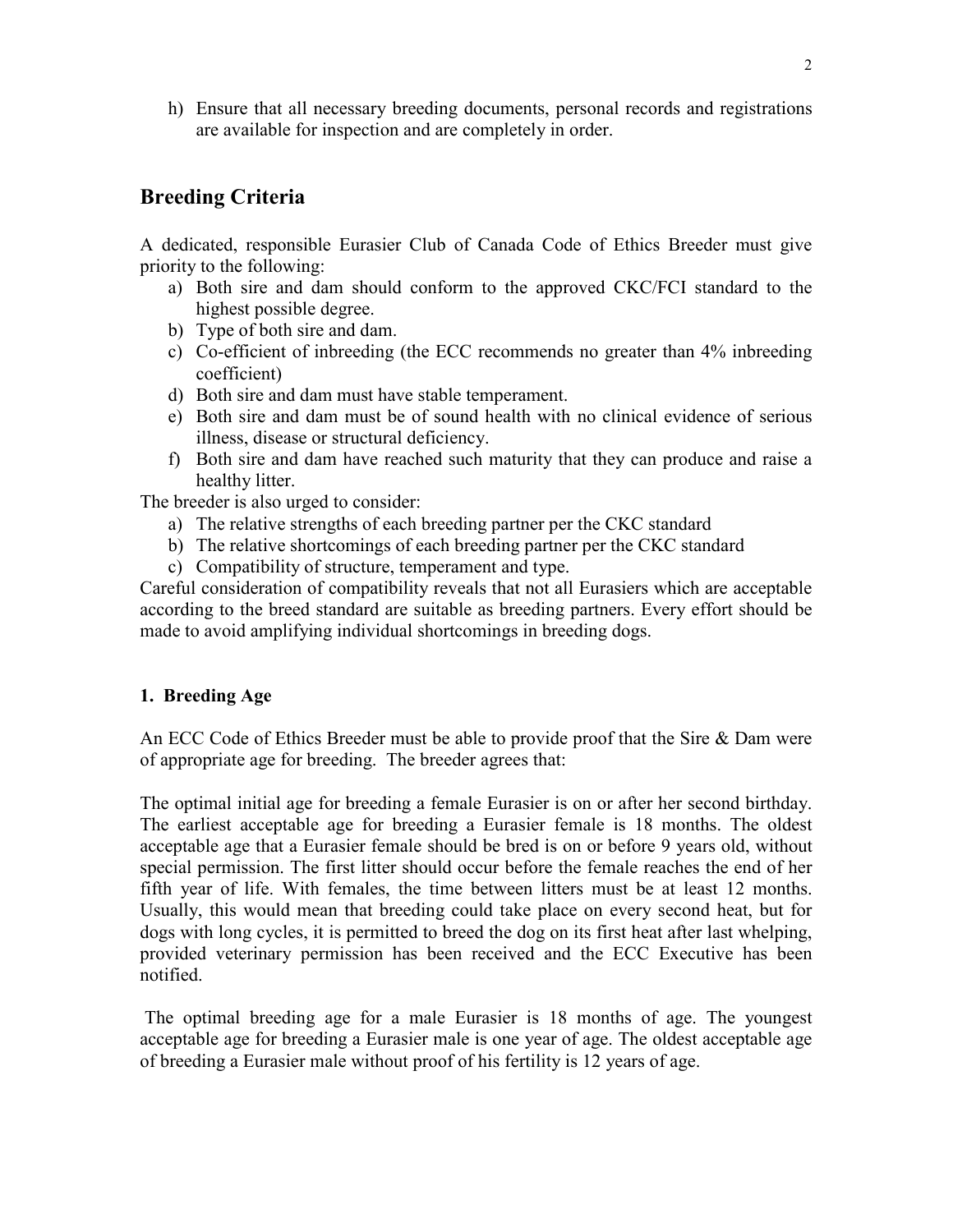h) Ensure that all necessary breeding documents, personal records and registrations are available for inspection and are completely in order.

## Breeding Criteria

A dedicated, responsible Eurasier Club of Canada Code of Ethics Breeder must give priority to the following:

a) Both sire and dam should conform to the approved CKC/FCI standard to the highest possible degree.
b) Type of both sire and dam.
c) Co-efficient of inbreeding (the ECC recommends no greater than 4% inbreeding coefficient)
d) Both sire and dam must have stable temperament.
e) Both sire and dam must be of sound health with no clinical evidence of serious illness, disease or structural deficiency.
f) Both sire and dam have reached such maturity that they can produce and raise a healthy litter.

The breeder is also urged to consider:

a) The relative strengths of each breeding partner per the CKC standard
b) The relative shortcomings of each breeding partner per the CKC standard
c) Compatibility of structure, temperament and type.

Careful consideration of compatibility reveals that not all Eurasiers which are acceptable according to the breed standard are suitable as breeding partners. Every effort should be made to avoid amplifying individual shortcomings in breeding dogs.

### 1. Breeding Age

An ECC Code of Ethics Breeder must be able to provide proof that the Sire & Dam were of appropriate age for breeding. The breeder agrees that:

The optimal initial age for breeding a female Eurasier is on or after her second birthday. The earliest acceptable age for breeding a Eurasier female is 18 months. The oldest acceptable age that a Eurasier female should be bred is on or before 9 years old, without special permission. The first litter should occur before the female reaches the end of her fifth year of life. With females, the time between litters must be at least 12 months. Usually, this would mean that breeding could take place on every second heat, but for dogs with long cycles, it is permitted to breed the dog on its first heat after last whelping, provided veterinary permission has been received and the ECC Executive has been notified.

The optimal breeding age for a male Eurasier is 18 months of age. The youngest acceptable age for breeding a Eurasier male is one year of age. The oldest acceptable age of breeding a Eurasier male without proof of his fertility is 12 years of age.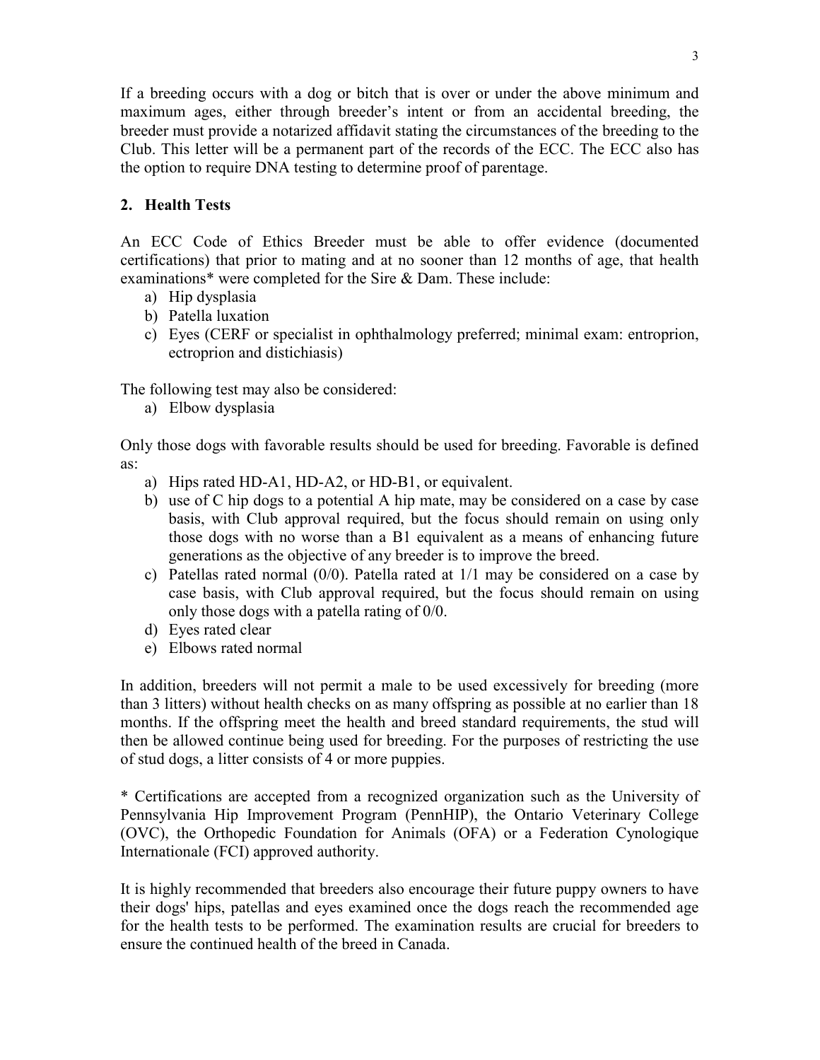If a breeding occurs with a dog or bitch that is over or under the above minimum and maximum ages, either through breeder's intent or from an accidental breeding, the breeder must provide a notarized affidavit stating the circumstances of the breeding to the Club. This letter will be a permanent part of the records of the ECC. The ECC also has the option to require DNA testing to determine proof of parentage.

## 2. Health Tests

An ECC Code of Ethics Breeder must be able to offer evidence (documented certifications) that prior to mating and at no sooner than 12 months of age, that health examinations* were completed for the Sire & Dam. These include:

a) Hip dysplasia
b) Patella luxation
c) Eyes (CERF or specialist in ophthalmology preferred; minimal exam: entroprion, ectroprion and distichiasis)

The following test may also be considered:

a) Elbow dysplasia

Only those dogs with favorable results should be used for breeding. Favorable is defined as:

a) Hips rated HD-A1, HD-A2, or HD-B1, or equivalent.
b) use of C hip dogs to a potential A hip mate, may be considered on a case by case basis, with Club approval required, but the focus should remain on using only those dogs with no worse than a B1 equivalent as a means of enhancing future generations as the objective of any breeder is to improve the breed.
c) Patellas rated normal (0/0). Patella rated at 1/1 may be considered on a case by case basis, with Club approval required, but the focus should remain on using only those dogs with a patella rating of 0/0.
d) Eyes rated clear
e) Elbows rated normal

In addition, breeders will not permit a male to be used excessively for breeding (more than 3 litters) without health checks on as many offspring as possible at no earlier than 18 months. If the offspring meet the health and breed standard requirements, the stud will then be allowed continue being used for breeding. For the purposes of restricting the use of stud dogs, a litter consists of 4 or more puppies.

* Certifications are accepted from a recognized organization such as the University of Pennsylvania Hip Improvement Program (PennHIP), the Ontario Veterinary College (OVC), the Orthopedic Foundation for Animals (OFA) or a Federation Cynologique Internationale (FCI) approved authority.

It is highly recommended that breeders also encourage their future puppy owners to have their dogs' hips, patellas and eyes examined once the dogs reach the recommended age for the health tests to be performed. The examination results are crucial for breeders to ensure the continued health of the breed in Canada.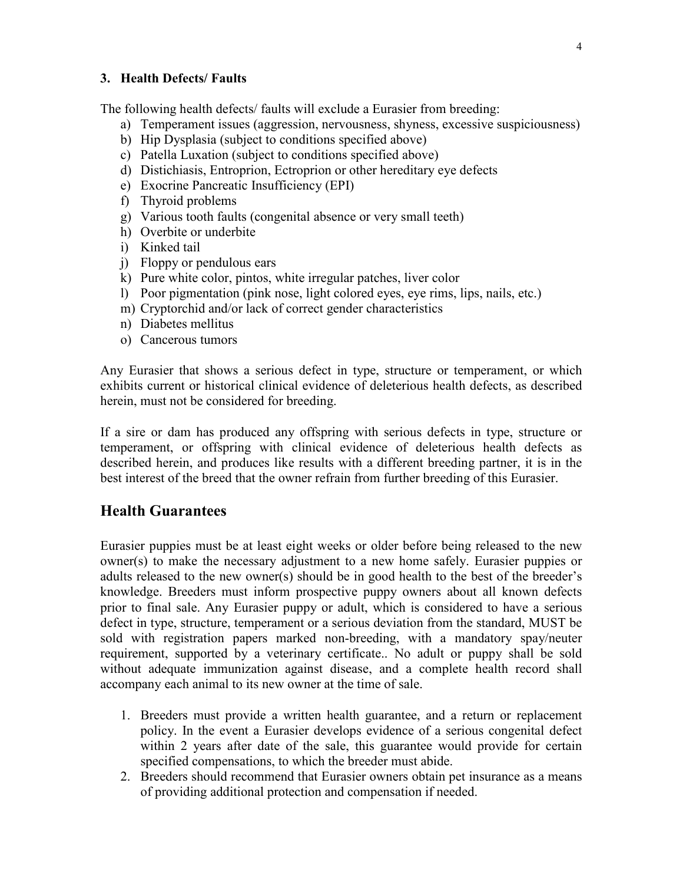### 3. Health Defects/ Faults

The following health defects/ faults will exclude a Eurasier from breeding:

a) Temperament issues (aggression, nervousness, shyness, excessive suspiciousness)
b) Hip Dysplasia (subject to conditions specified above)
c) Patella Luxation (subject to conditions specified above)
d) Distichiasis, Entroprion, Ectroprion or other hereditary eye defects
e) Exocrine Pancreatic Insufficiency (EPI)
f) Thyroid problems
g) Various tooth faults (congenital absence or very small teeth)
h) Overbite or underbite
i) Kinked tail
j) Floppy or pendulous ears
k) Pure white color, pintos, white irregular patches, liver color
l) Poor pigmentation (pink nose, light colored eyes, eye rims, lips, nails, etc.)
m) Cryptorchid and/or lack of correct gender characteristics
n) Diabetes mellitus
o) Cancerous tumors

Any Eurasier that shows a serious defect in type, structure or temperament, or which exhibits current or historical clinical evidence of deleterious health defects, as described herein, must not be considered for breeding.

If a sire or dam has produced any offspring with serious defects in type, structure or temperament, or offspring with clinical evidence of deleterious health defects as described herein, and produces like results with a different breeding partner, it is in the best interest of the breed that the owner refrain from further breeding of this Eurasier.

## Health Guarantees

Eurasier puppies must be at least eight weeks or older before being released to the new owner(s) to make the necessary adjustment to a new home safely. Eurasier puppies or adults released to the new owner(s) should be in good health to the best of the breeder's knowledge. Breeders must inform prospective puppy owners about all known defects prior to final sale. Any Eurasier puppy or adult, which is considered to have a serious defect in type, structure, temperament or a serious deviation from the standard, MUST be sold with registration papers marked non-breeding, with a mandatory spay/neuter requirement, supported by a veterinary certificate.. No adult or puppy shall be sold without adequate immunization against disease, and a complete health record shall accompany each animal to its new owner at the time of sale.

1. Breeders must provide a written health guarantee, and a return or replacement policy. In the event a Eurasier develops evidence of a serious congenital defect within 2 years after date of the sale, this guarantee would provide for certain specified compensations, to which the breeder must abide.
2. Breeders should recommend that Eurasier owners obtain pet insurance as a means of providing additional protection and compensation if needed.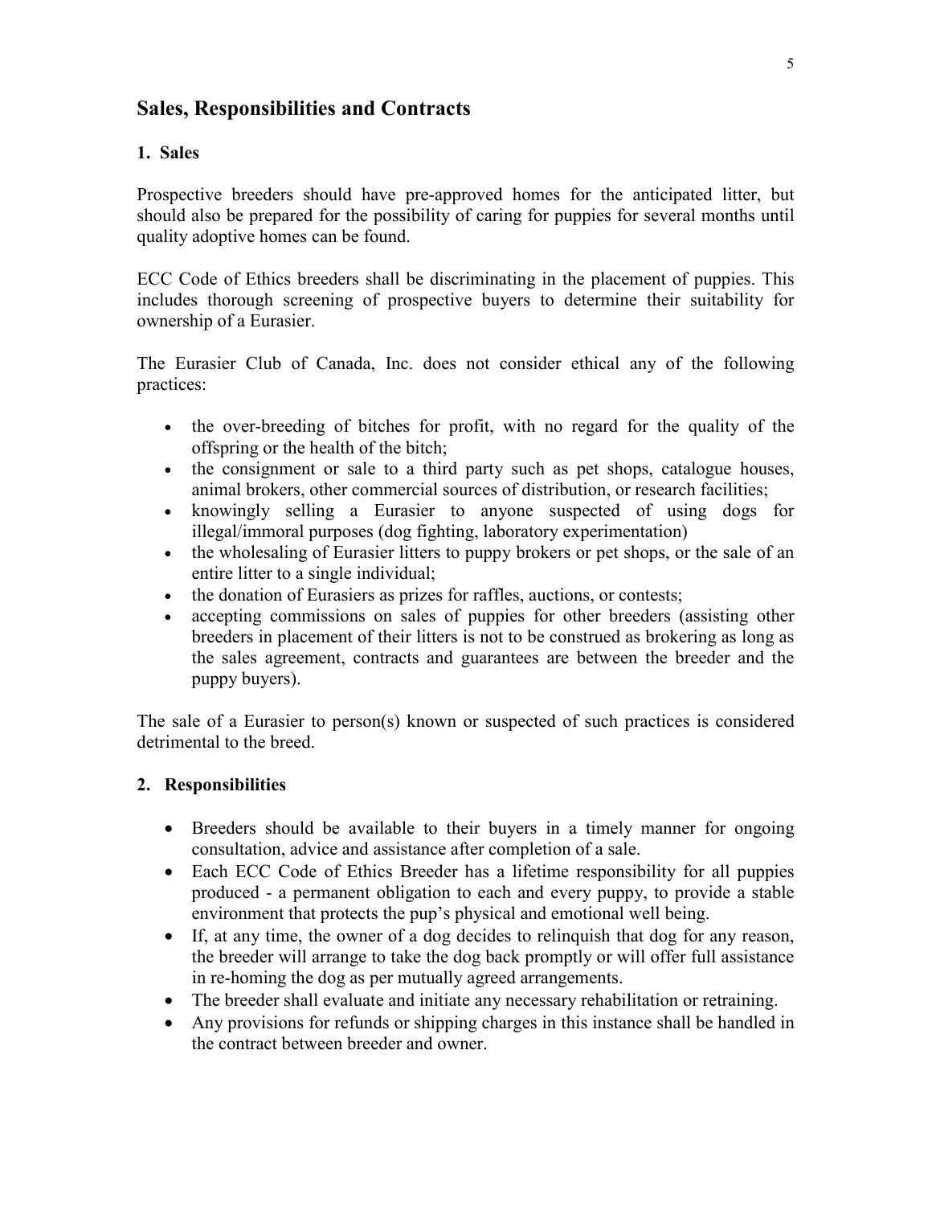## Sales, Responsibilities and Contracts

### 1. Sales

Prospective breeders should have pre-approved homes for the anticipated litter, but should also be prepared for the possibility of caring for puppies for several months until quality adoptive homes can be found.

ECC Code of Ethics breeders shall be discriminating in the placement of puppies. This includes thorough screening of prospective buyers to determine their suitability for ownership of a Eurasier.

The Eurasier Club of Canada, Inc. does not consider ethical any of the following practices:

- the over-breeding of bitches for profit, with no regard for the quality of the offspring or the health of the bitch;
- the consignment or sale to a third party such as pet shops, catalogue houses, animal brokers, other commercial sources of distribution, or research facilities;
- knowingly selling a Eurasier to anyone suspected of using dogs for illegal/immoral purposes (dog fighting, laboratory experimentation)
- the wholesaling of Eurasier litters to puppy brokers or pet shops, or the sale of an entire litter to a single individual;
- the donation of Eurasiers as prizes for raffles, auctions, or contests;
- accepting commissions on sales of puppies for other breeders (assisting other breeders in placement of their litters is not to be construed as brokering as long as the sales agreement, contracts and guarantees are between the breeder and the puppy buyers).

The sale of a Eurasier to person(s) known or suspected of such practices is considered detrimental to the breed.

### 2. Responsibilities

- Breeders should be available to their buyers in a timely manner for ongoing consultation, advice and assistance after completion of a sale.
- Each ECC Code of Ethics Breeder has a lifetime responsibility for all puppies produced - a permanent obligation to each and every puppy, to provide a stable environment that protects the pup's physical and emotional well being.
- If, at any time, the owner of a dog decides to relinquish that dog for any reason, the breeder will arrange to take the dog back promptly or will offer full assistance in re-homing the dog as per mutually agreed arrangements.
- The breeder shall evaluate and initiate any necessary rehabilitation or retraining.
- Any provisions for refunds or shipping charges in this instance shall be handled in the contract between breeder and owner.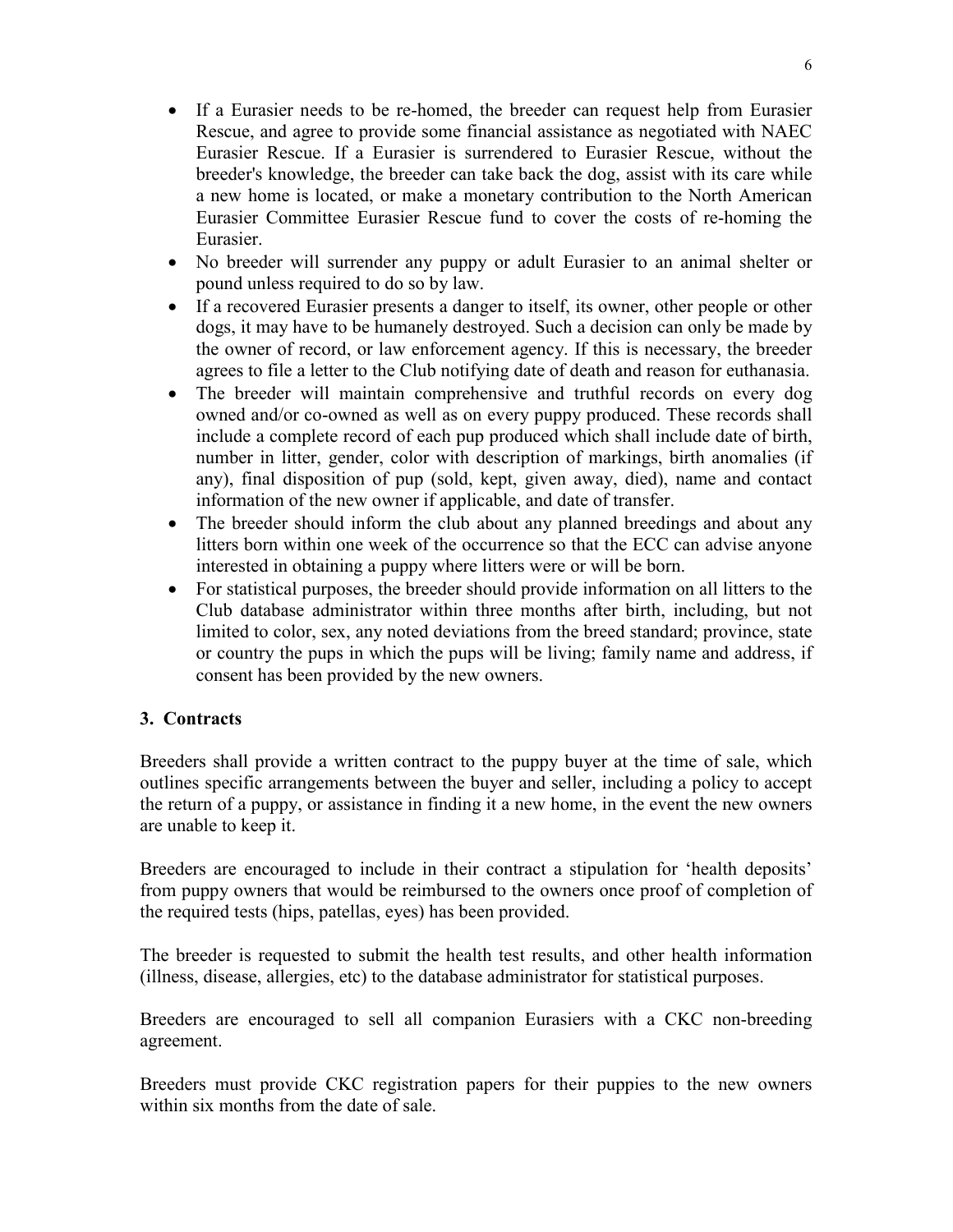- If a Eurasier needs to be re-homed, the breeder can request help from Eurasier Rescue, and agree to provide some financial assistance as negotiated with NAEC Eurasier Rescue. If a Eurasier is surrendered to Eurasier Rescue, without the breeder's knowledge, the breeder can take back the dog, assist with its care while a new home is located, or make a monetary contribution to the North American Eurasier Committee Eurasier Rescue fund to cover the costs of re-homing the Eurasier.
- No breeder will surrender any puppy or adult Eurasier to an animal shelter or pound unless required to do so by law.
- If a recovered Eurasier presents a danger to itself, its owner, other people or other dogs, it may have to be humanely destroyed. Such a decision can only be made by the owner of record, or law enforcement agency. If this is necessary, the breeder agrees to file a letter to the Club notifying date of death and reason for euthanasia.
- The breeder will maintain comprehensive and truthful records on every dog owned and/or co-owned as well as on every puppy produced. These records shall include a complete record of each pup produced which shall include date of birth, number in litter, gender, color with description of markings, birth anomalies (if any), final disposition of pup (sold, kept, given away, died), name and contact information of the new owner if applicable, and date of transfer.
- The breeder should inform the club about any planned breedings and about any litters born within one week of the occurrence so that the ECC can advise anyone interested in obtaining a puppy where litters were or will be born.
- For statistical purposes, the breeder should provide information on all litters to the Club database administrator within three months after birth, including, but not limited to color, sex, any noted deviations from the breed standard; province, state or country the pups in which the pups will be living; family name and address, if consent has been provided by the new owners.

### 3. Contracts

Breeders shall provide a written contract to the puppy buyer at the time of sale, which outlines specific arrangements between the buyer and seller, including a policy to accept the return of a puppy, or assistance in finding it a new home, in the event the new owners are unable to keep it.

Breeders are encouraged to include in their contract a stipulation for 'health deposits' from puppy owners that would be reimbursed to the owners once proof of completion of the required tests (hips, patellas, eyes) has been provided.

The breeder is requested to submit the health test results, and other health information (illness, disease, allergies, etc) to the database administrator for statistical purposes.

Breeders are encouraged to sell all companion Eurasiers with a CKC non-breeding agreement.

Breeders must provide CKC registration papers for their puppies to the new owners within six months from the date of sale.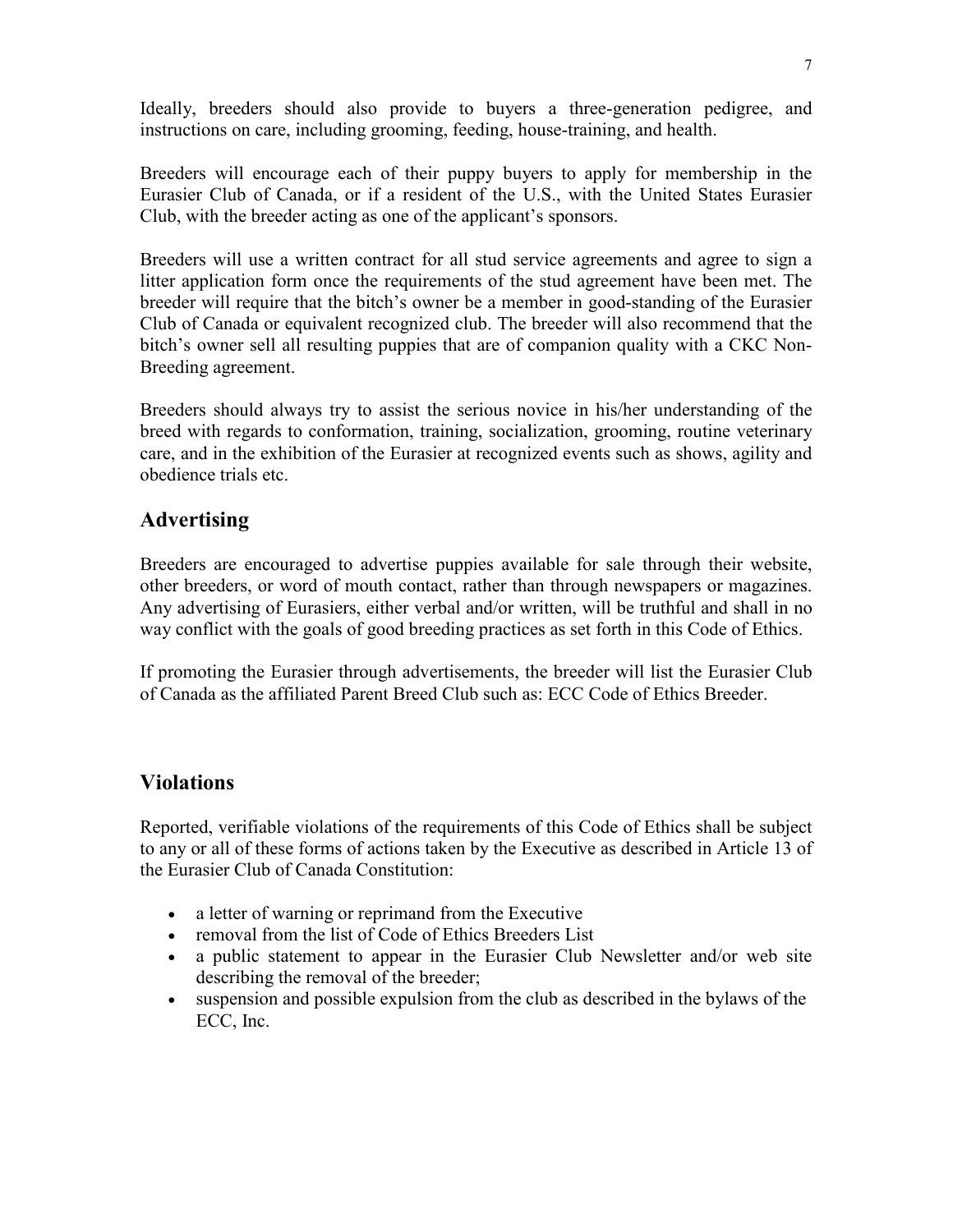Ideally, breeders should also provide to buyers a three-generation pedigree, and instructions on care, including grooming, feeding, house-training, and health.

Breeders will encourage each of their puppy buyers to apply for membership in the Eurasier Club of Canada, or if a resident of the U.S., with the United States Eurasier Club, with the breeder acting as one of the applicant's sponsors.

Breeders will use a written contract for all stud service agreements and agree to sign a litter application form once the requirements of the stud agreement have been met. The breeder will require that the bitch's owner be a member in good-standing of the Eurasier Club of Canada or equivalent recognized club. The breeder will also recommend that the bitch's owner sell all resulting puppies that are of companion quality with a CKC Non-Breeding agreement.

Breeders should always try to assist the serious novice in his/her understanding of the breed with regards to conformation, training, socialization, grooming, routine veterinary care, and in the exhibition of the Eurasier at recognized events such as shows, agility and obedience trials etc.

## Advertising

Breeders are encouraged to advertise puppies available for sale through their website, other breeders, or word of mouth contact, rather than through newspapers or magazines. Any advertising of Eurasiers, either verbal and/or written, will be truthful and shall in no way conflict with the goals of good breeding practices as set forth in this Code of Ethics.

If promoting the Eurasier through advertisements, the breeder will list the Eurasier Club of Canada as the affiliated Parent Breed Club such as: ECC Code of Ethics Breeder.

## Violations

Reported, verifiable violations of the requirements of this Code of Ethics shall be subject to any or all of these forms of actions taken by the Executive as described in Article 13 of the Eurasier Club of Canada Constitution:

- a letter of warning or reprimand from the Executive
- removal from the list of Code of Ethics Breeders List
- a public statement to appear in the Eurasier Club Newsletter and/or web site describing the removal of the breeder;
- suspension and possible expulsion from the club as described in the bylaws of the ECC, Inc.